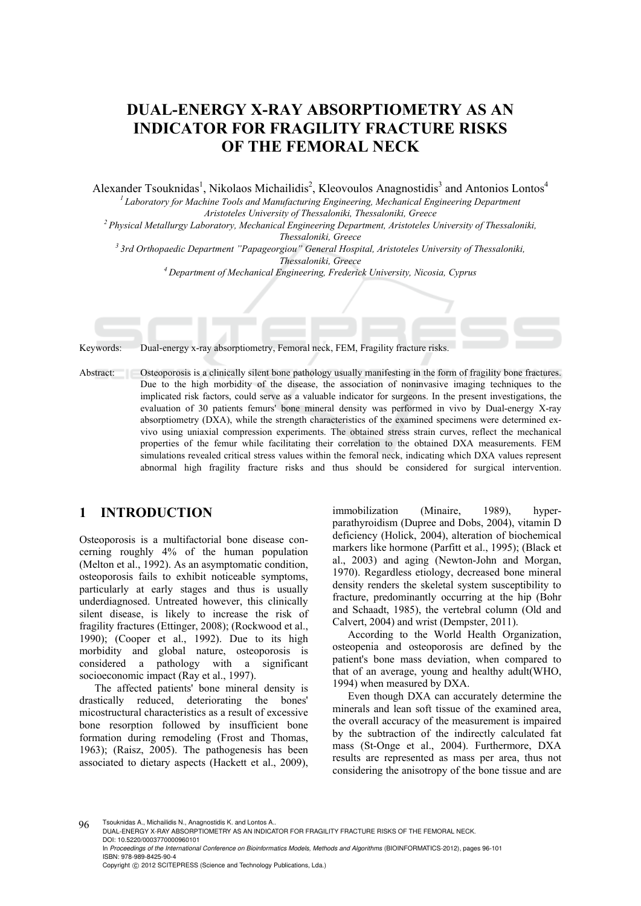# DUAL-ENERGY X-RAY ABSORPTIOMETRY AS AN INDICATOR FOR FRAGILITY FRACTURE RISKS OF THE FEMORAL NECK

Alexander Tsouknidas[1], Nikolaos Michailidis[2], Kleovoulos Anagnostidis[3] and Antonios Lontos[4]

[1] *Laboratory for Machine Tools and Manufacturing Engineering, Mechanical Engineering Department Aristoteles University of Thessaloniki, Thessaloniki, Greece*

[2] *Physical Metallurgy Laboratory, Mechanical Engineering Department, Aristoteles University of Thessaloniki, Thessaloniki, Greece*

[3] *3rd Orthopaedic Department "Papageorgiou" General Hospital, Aristoteles University of Thessaloniki, Thessaloniki, Greece*

[4] *Department of Mechanical Engineering, Frederick University, Nicosia, Cyprus*

Keywords: Dual-energy x-ray absorptiometry, Femoral neck, FEM, Fragility fracture risks.

Abstract: Osteoporosis is a clinically silent bone pathology usually manifesting in the form of fragility bone fractures. Due to the high morbidity of the disease, the association of noninvasive imaging techniques to the implicated risk factors, could serve as a valuable indicator for surgeons. In the present investigations, the evaluation of 30 patients femurs' bone mineral density was performed in vivo by Dual-energy X-ray absorptiometry (DXA), while the strength characteristics of the examined specimens were determined ex-vivo using uniaxial compression experiments. The obtained stress strain curves, reflect the mechanical properties of the femur while facilitating their correlation to the obtained DXA measurements. FEM simulations revealed critical stress values within the femoral neck, indicating which DXA values represent abnormal high fragility fracture risks and thus should be considered for surgical intervention.

## 1 INTRODUCTION

Osteoporosis is a multifactorial bone disease concerning roughly 4% of the human population (Melton et al., 1992). As an asymptomatic condition, osteoporosis fails to exhibit noticeable symptoms, particularly at early stages and thus is usually underdiagnosed. Untreated however, this clinically silent disease, is likely to increase the risk of fragility fractures (Ettinger, 2008); (Rockwood et al., 1990); (Cooper et al., 1992). Due to its high morbidity and global nature, osteoporosis is considered a pathology with a significant socioeconomic impact (Ray et al., 1997).

The affected patients' bone mineral density is drastically reduced, deteriorating the bones' micostructural characteristics as a result of excessive bone resorption followed by insufficient bone formation during remodeling (Frost and Thomas, 1963); (Raisz, 2005). The pathogenesis has been associated to dietary aspects (Hackett et al., 2009), immobilization (Minaire, 1989), hyper-parathyroidism (Dupree and Dobs, 2004), vitamin D deficiency (Holick, 2004), alteration of biochemical markers like hormone (Parfitt et al., 1995); (Black et al., 2003) and aging (Newton-John and Morgan, 1970). Regardless etiology, decreased bone mineral density renders the skeletal system susceptibility to fracture, predominantly occurring at the hip (Bohr and Schaadt, 1985), the vertebral column (Old and Calvert, 2004) and wrist (Dempster, 2011).

According to the World Health Organization, osteopenia and osteoporosis are defined by the patient's bone mass deviation, when compared to that of an average, young and healthy adult(WHO, 1994) when measured by DXA.

Even though DXA can accurately determine the minerals and lean soft tissue of the examined area, the overall accuracy of the measurement is impaired by the subtraction of the indirectly calculated fat mass (St-Onge et al., 2004). Furthermore, DXA results are represented as mass per area, thus not considering the anisotropy of the bone tissue and are

Tsouknidas A., Michailidis N., Anagnostidis K. and Lontos A..
DUAL-ENERGY X-RAY ABSORPTIOMETRY AS AN INDICATOR FOR FRAGILITY FRACTURE RISKS OF THE FEMORAL NECK.
DOI: 10.5220/0003770000960101
In *Proceedings of the International Conference on Bioinformatics Models, Methods and Algorithms* (BIOINFORMATICS-2012), pages 96-101
ISBN: 978-989-8425-90-4
Copyright © 2012 SCITEPRESS (Science and Technology Publications, Lda.)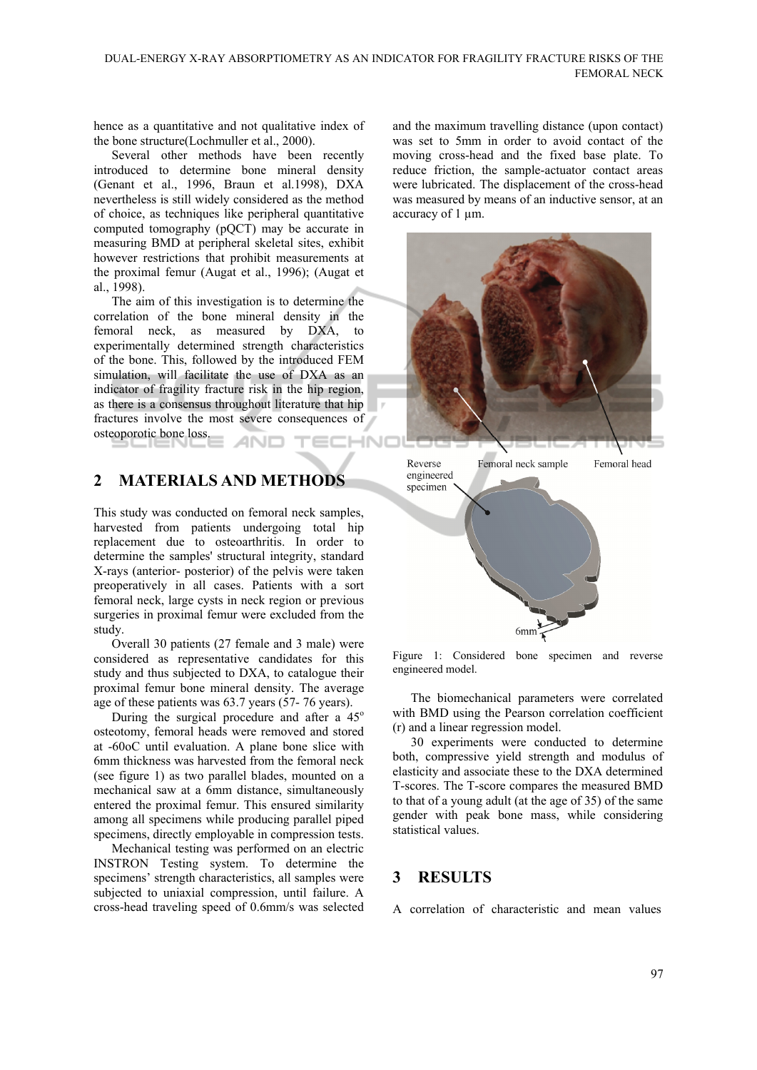hence as a quantitative and not qualitative index of the bone structure(Lochmuller et al., 2000).

Several other methods have been recently introduced to determine bone mineral density (Genant et al., 1996, Braun et al.1998), DXA nevertheless is still widely considered as the method of choice, as techniques like peripheral quantitative computed tomography (pQCT) may be accurate in measuring BMD at peripheral skeletal sites, exhibit however restrictions that prohibit measurements at the proximal femur (Augat et al., 1996); (Augat et al., 1998).

The aim of this investigation is to determine the correlation of the bone mineral density in the femoral neck, as measured by DXA, to experimentally determined strength characteristics of the bone. This, followed by the introduced FEM simulation, will facilitate the use of DXA as an indicator of fragility fracture risk in the hip region, as there is a consensus throughout literature that hip fractures involve the most severe consequences of osteoporotic bone loss.

## 2 MATERIALS AND METHODS

This study was conducted on femoral neck samples, harvested from patients undergoing total hip replacement due to osteoarthritis. In order to determine the samples' structural integrity, standard X-rays (anterior- posterior) of the pelvis were taken preoperatively in all cases. Patients with a sort femoral neck, large cysts in neck region or previous surgeries in proximal femur were excluded from the study.

Overall 30 patients (27 female and 3 male) were considered as representative candidates for this study and thus subjected to DXA, to catalogue their proximal femur bone mineral density. The average age of these patients was 63.7 years (57- 76 years).

During the surgical procedure and after a 45º osteotomy, femoral heads were removed and stored at -60oC until evaluation. A plane bone slice with 6mm thickness was harvested from the femoral neck (see figure 1) as two parallel blades, mounted on a mechanical saw at a 6mm distance, simultaneously entered the proximal femur. This ensured similarity among all specimens while producing parallel piped specimens, directly employable in compression tests.

Mechanical testing was performed on an electric INSTRON Testing system. To determine the specimens' strength characteristics, all samples were subjected to uniaxial compression, until failure. A cross-head traveling speed of 0.6mm/s was selected and the maximum travelling distance (upon contact) was set to 5mm in order to avoid contact of the moving cross-head and the fixed base plate. To reduce friction, the sample-actuator contact areas were lubricated. The displacement of the cross-head was measured by means of an inductive sensor, at an accuracy of 1 μm.

Figure 1: Considered bone specimen and reverse engineered model.

The biomechanical parameters were correlated with BMD using the Pearson correlation coefficient (r) and a linear regression model.

30 experiments were conducted to determine both, compressive yield strength and modulus of elasticity and associate these to the DXA determined T-scores. The T-score compares the measured BMD to that of a young adult (at the age of 35) of the same gender with peak bone mass, while considering statistical values.

## 3 RESULTS

A correlation of characteristic and mean values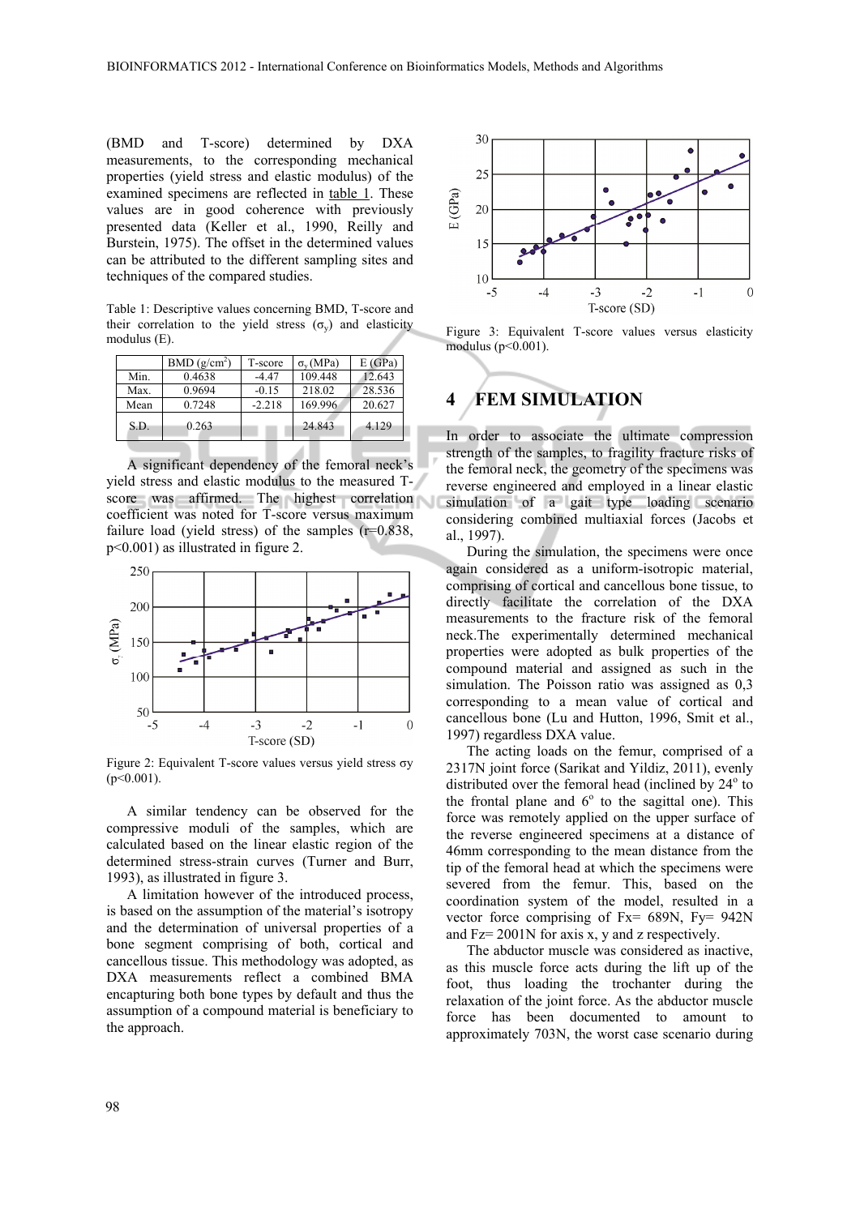(BMD and T-score) determined by DXA measurements, to the corresponding mechanical properties (yield stress and elastic modulus) of the examined specimens are reflected in table 1. These values are in good coherence with previously presented data (Keller et al., 1990, Reilly and Burstein, 1975). The offset in the determined values can be attributed to the different sampling sites and techniques of the compared studies.

Table 1: Descriptive values concerning BMD, T-score and their correlation to the yield stress ($\sigma_y$) and elasticity modulus (E).

| | BMD (g/cm$^2$) | T-score | $\sigma_y$ (MPa) | E (GPa) |
|---|---|---|---|---|
| Min. | 0.4638 | -4.47 | 109.448 | 12.643 |
| Max. | 0.9694 | -0.15 | 218.02 | 28.536 |
| Mean | 0.7248 | -2.218 | 169.996 | 20.627 |
| S.D. | 0.263 | | 24.843 | 4.129 |

A significant dependency of the femoral neck's yield stress and elastic modulus to the measured T-score was affirmed. The highest correlation coefficient was noted for T-score versus maximum failure load (yield stress) of the samples (r=0.838, p<0.001) as illustrated in figure 2.

Figure 2: Equivalent T-score values versus yield stress σy (p<0.001).

A similar tendency can be observed for the compressive moduli of the samples, which are calculated based on the linear elastic region of the determined stress-strain curves (Turner and Burr, 1993), as illustrated in figure 3.

A limitation however of the introduced process, is based on the assumption of the material's isotropy and the determination of universal properties of a bone segment comprising of both, cortical and cancellous tissue. This methodology was adopted, as DXA measurements reflect a combined BMA encapturing both bone types by default and thus the assumption of a compound material is beneficiary to the approach.

Figure 3: Equivalent T-score values versus elasticity modulus (p<0.001).

## 4 FEM SIMULATION

In order to associate the ultimate compression strength of the samples, to fragility fracture risks of the femoral neck, the geometry of the specimens was reverse engineered and employed in a linear elastic simulation of a gait type loading scenario considering combined multiaxial forces (Jacobs et al., 1997).

During the simulation, the specimens were once again considered as a uniform-isotropic material, comprising of cortical and cancellous bone tissue, to directly facilitate the correlation of the DXA measurements to the fracture risk of the femoral neck.The experimentally determined mechanical properties were adopted as bulk properties of the compound material and assigned as such in the simulation. The Poisson ratio was assigned as 0,3 corresponding to a mean value of cortical and cancellous bone (Lu and Hutton, 1996, Smit et al., 1997) regardless DXA value.

The acting loads on the femur, comprised of a 2317N joint force (Sarikat and Yildiz, 2011), evenly distributed over the femoral head (inclined by 24$^o$ to the frontal plane and 6$^o$ to the sagittal one). This force was remotely applied on the upper surface of the reverse engineered specimens at a distance of 46mm corresponding to the mean distance from the tip of the femoral head at which the specimens were severed from the femur. This, based on the coordination system of the model, resulted in a vector force comprising of Fx= 689N, Fy= 942N and Fz= 2001N for axis x, y and z respectively.

The abductor muscle was considered as inactive, as this muscle force acts during the lift up of the foot, thus loading the trochanter during the relaxation of the joint force. As the abductor muscle force has been documented to amount to approximately 703N, the worst case scenario during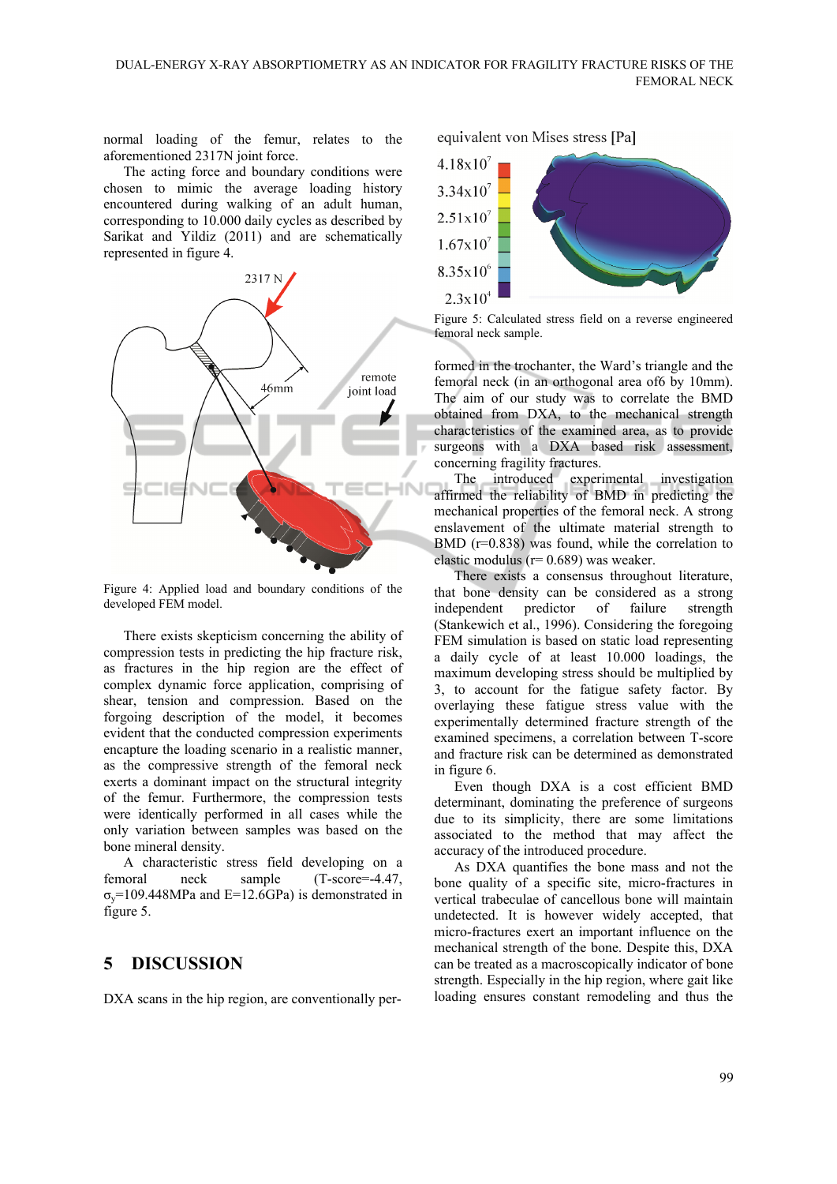normal loading of the femur, relates to the aforementioned 2317N joint force.

The acting force and boundary conditions were chosen to mimic the average loading history encountered during walking of an adult human, corresponding to 10.000 daily cycles as described by Sarikat and Yildiz (2011) and are schematically represented in figure 4.

Figure 4: Applied load and boundary conditions of the developed FEM model.

There exists skepticism concerning the ability of compression tests in predicting the hip fracture risk, as fractures in the hip region are the effect of complex dynamic force application, comprising of shear, tension and compression. Based on the forgoing description of the model, it becomes evident that the conducted compression experiments encapture the loading scenario in a realistic manner, as the compressive strength of the femoral neck exerts a dominant impact on the structural integrity of the femur. Furthermore, the compression tests were identically performed in all cases while the only variation between samples was based on the bone mineral density.

A characteristic stress field developing on a femoral neck sample (T-score=-4.47, $\sigma_y$=109.448MPa and E=12.6GPa) is demonstrated in figure 5.

Figure 5: Calculated stress field on a reverse engineered femoral neck sample.

## 5 DISCUSSION

DXA scans in the hip region, are conventionally performed in the trochanter, the Ward's triangle and the femoral neck (in an orthogonal area of6 by 10mm). The aim of our study was to correlate the BMD obtained from DXA, to the mechanical strength characteristics of the examined area, as to provide surgeons with a DXA based risk assessment, concerning fragility fractures.

The introduced experimental investigation affirmed the reliability of BMD in predicting the mechanical properties of the femoral neck. A strong enslavement of the ultimate material strength to BMD (r=0.838) was found, while the correlation to elastic modulus (r= 0.689) was weaker.

There exists a consensus throughout literature, that bone density can be considered as a strong independent predictor of failure strength (Stankewich et al., 1996). Considering the foregoing FEM simulation is based on static load representing a daily cycle of at least 10.000 loadings, the maximum developing stress should be multiplied by 3, to account for the fatigue safety factor. By overlaying these fatigue stress value with the experimentally determined fracture strength of the examined specimens, a correlation between T-score and fracture risk can be determined as demonstrated in figure 6.

Even though DXA is a cost efficient BMD determinant, dominating the preference of surgeons due to its simplicity, there are some limitations associated to the method that may affect the accuracy of the introduced procedure.

As DXA quantifies the bone mass and not the bone quality of a specific site, micro-fractures in vertical trabeculae of cancellous bone will maintain undetected. It is however widely accepted, that micro-fractures exert an important influence on the mechanical strength of the bone. Despite this, DXA can be treated as a macroscopically indicator of bone strength. Especially in the hip region, where gait like loading ensures constant remodeling and thus the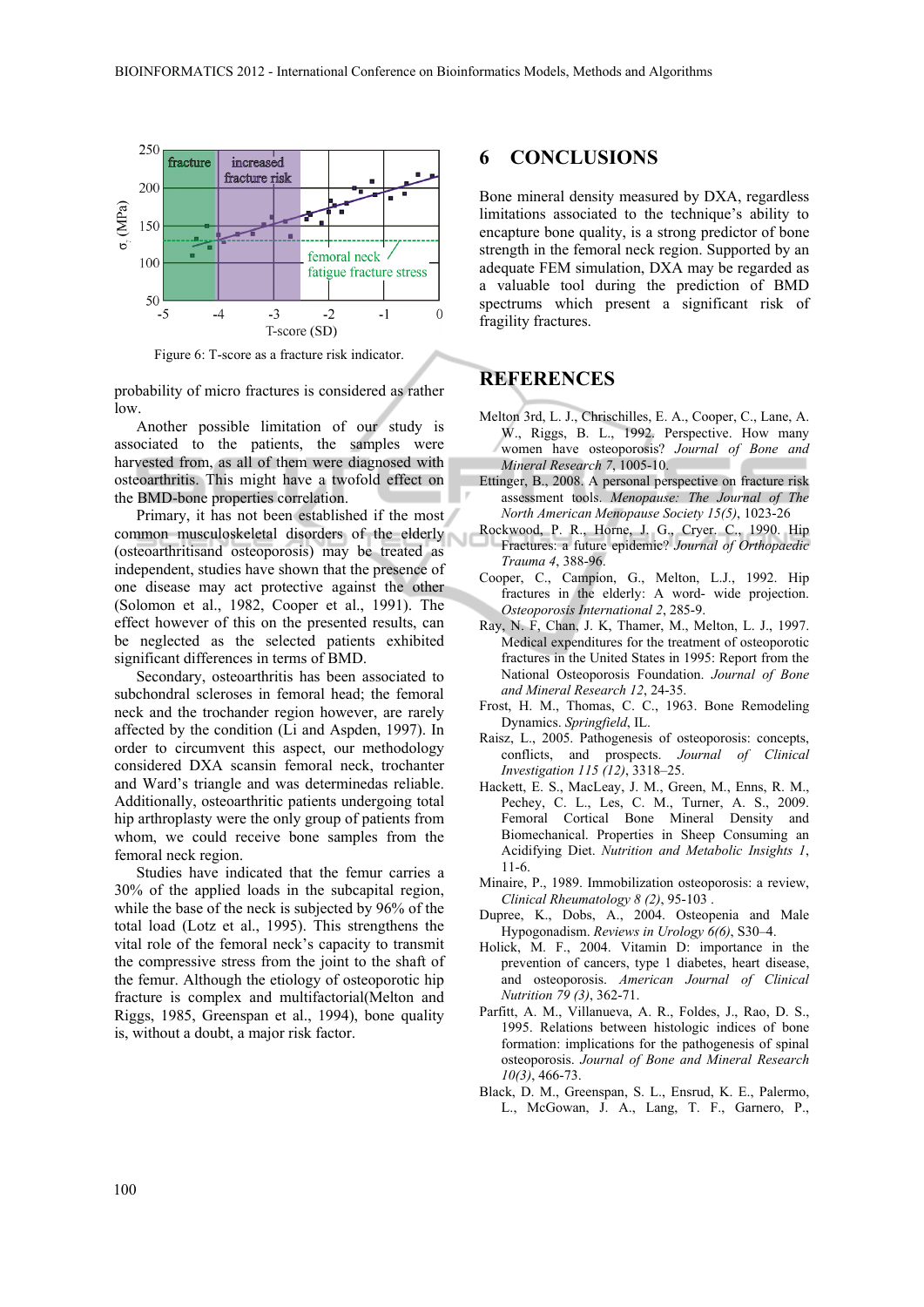Figure 6: T-score as a fracture risk indicator.

probability of micro fractures is considered as rather low.

Another possible limitation of our study is associated to the samples, the patients, the samples were harvested from, as all of them were diagnosed with osteoarthritis. This might have a twofold effect on the BMD-bone properties correlation.

Primary, it has not been established if the most common musculoskeletal disorders of the elderly (osteoarthritisand osteoporosis) may be treated as independent, studies have shown that the presence of one disease may act protective against the other (Solomon et al., 1982, Cooper et al., 1991). The effect however of this on the presented results, can be neglected as the selected patients exhibited significant differences in terms of BMD.

Secondary, osteoarthritis has been associated to subchondral scleroses in femoral head; the femoral neck and the trochander region however, are rarely affected by the condition (Li and Aspden, 1997). In order to circumvent this aspect, our methodology considered DXA scansin femoral neck, trochanter and Ward's triangle and was determinedas reliable. Additionally, osteoarthritic patients undergoing total hip arthroplasty were the only group of patients from whom, we could receive bone samples from the femoral neck region.

Studies have indicated that the femur carries a 30% of the applied loads in the subcapital region, while the base of the neck is subjected by 96% of the total load (Lotz et al., 1995). This strengthens the vital role of the femoral neck's capacity to transmit the compressive stress from the joint to the shaft of the femur. Although the etiology of osteoporotic hip fracture is complex and multifactorial(Melton and Riggs, 1985, Greenspan et al., 1994), bone quality is, without a doubt, a major risk factor.

# 6 CONCLUSIONS

Bone mineral density measured by DXA, regardless limitations associated to the technique's ability to encapture bone quality, is a strong predictor of bone strength in the femoral neck region. Supported by an adequate FEM simulation, DXA may be regarded as a valuable tool during the prediction of BMD spectrums which present a significant risk of fragility fractures.

# REFERENCES

Melton 3rd, L. J., Chrischilles, E. A., Cooper, C., Lane, A. W., Riggs, B. L., 1992. Perspective. How many women have osteoporosis? *Journal of Bone and Mineral Research 7*, 1005-10.

Ettinger, B., 2008. A personal perspective on fracture risk assessment tools. *Menopause: The Journal of The North American Menopause Society 15(5)*, 1023-26

Rockwood, P. R., Horne, J. G., Cryer, C., 1990. Hip Fractures: a future epidemic? *Journal of Orthopaedic Trauma 4*, 388-96.

Cooper, C., Campion, G., Melton, L.J., 1992. Hip fractures in the elderly: A word- wide projection. *Osteoporosis International 2*, 285-9.

Ray, N. F, Chan, J. K, Thamer, M., Melton, L. J., 1997. Medical expenditures for the treatment of osteoporotic fractures in the United States in 1995: Report from the National Osteoporosis Foundation. *Journal of Bone and Mineral Research 12*, 24-35.

Frost, H. M., Thomas, C. C., 1963. Bone Remodeling Dynamics. *Springfield*, IL.

Raisz, L., 2005. Pathogenesis of osteoporosis: concepts, conflicts, and prospects. *Journal of Clinical Investigation 115 (12)*, 3318–25.

Hackett, E. S., MacLeay, J. M., Green, M., Enns, R. M., Pechey, C. L., Les, C. M., Turner, A. S., 2009. Femoral Cortical Bone Mineral Density and Biomechanical. Properties in Sheep Consuming an Acidifying Diet. *Nutrition and Metabolic Insights 1*, 11-6.

Minaire, P., 1989. Immobilization osteoporosis: a review, *Clinical Rheumatology 8 (2)*, 95-103 .

Dupree, K., Dobs, A., 2004. Osteopenia and Male Hypogonadism. *Reviews in Urology 6(6)*, S30–4.

Holick, M. F., 2004. Vitamin D: importance in the prevention of cancers, type 1 diabetes, heart disease, and osteoporosis. *American Journal of Clinical Nutrition 79 (3)*, 362-71.

Parfitt, A. M., Villanueva, A. R., Foldes, J., Rao, D. S., 1995. Relations between histologic indices of bone formation: implications for the pathogenesis of spinal osteoporosis. *Journal of Bone and Mineral Research 10(3)*, 466-73.

Black, D. M., Greenspan, S. L., Ensrud, K. E., Palermo, L., McGowan, J. A., Lang, T. F., Garnero, P.,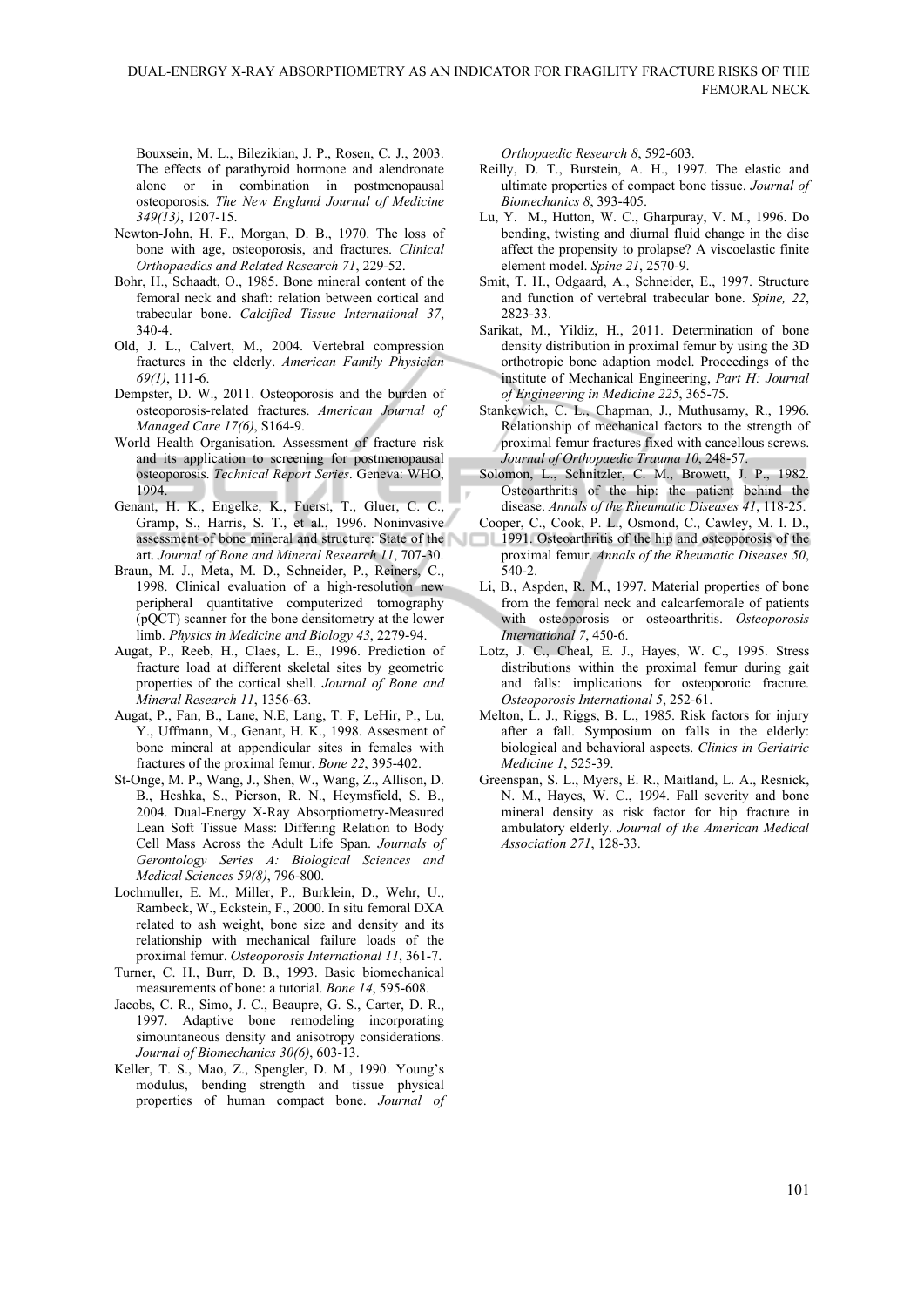Bouxsein, M. L., Bilezikian, J. P., Rosen, C. J., 2003. The effects of parathyroid hormone and alendronate alone or in combination in postmenopausal osteoporosis. *The New England Journal of Medicine 349(13)*, 1207-15.

Newton-John, H. F., Morgan, D. B., 1970. The loss of bone with age, osteoporosis, and fractures. *Clinical Orthopaedics and Related Research 71*, 229-52.

Bohr, H., Schaadt, O., 1985. Bone mineral content of the femoral neck and shaft: relation between cortical and trabecular bone. *Calcified Tissue International 37*, 340-4.

Old, J. L., Calvert, M., 2004. Vertebral compression fractures in the elderly. *American Family Physician 69(1)*, 111-6.

Dempster, D. W., 2011. Osteoporosis and the burden of osteoporosis-related fractures. *American Journal of Managed Care 17(6)*, S164-9.

World Health Organisation. Assessment of fracture risk and its application to screening for postmenopausal osteoporosis. *Technical Report Series*. Geneva: WHO, 1994.

Genant, H. K., Engelke, K., Fuerst, T., Gluer, C. C., Gramp, S., Harris, S. T., et al., 1996. Noninvasive assessment of bone mineral and structure: State of the art. *Journal of Bone and Mineral Research 11*, 707-30.

Braun, M. J., Meta, M. D., Schneider, P., Reiners, C., 1998. Clinical evaluation of a high-resolution new peripheral quantitative computerized tomography (pQCT) scanner for the bone densitometry at the lower limb. *Physics in Medicine and Biology 43*, 2279-94.

Augat, P., Reeb, H., Claes, L. E., 1996. Prediction of fracture load at different skeletal sites by geometric properties of the cortical shell. *Journal of Bone and Mineral Research 11*, 1356-63.

Augat, P., Fan, B., Lane, N.E, Lang, T. F, LeHir, P., Lu, Y., Uffmann, M., Genant, H. K., 1998. Assesment of bone mineral at appendicular sites in females with fractures of the proximal femur. *Bone 22*, 395-402.

St-Onge, M. P., Wang, J., Shen, W., Wang, Z., Allison, D. B., Heshka, S., Pierson, R. N., Heymsfield, S. B., 2004. Dual-Energy X-Ray Absorptiometry-Measured Lean Soft Tissue Mass: Differing Relation to Body Cell Mass Across the Adult Life Span. *Journals of Gerontology Series A: Biological Sciences and Medical Sciences 59(8)*, 796-800.

Lochmuller, E. M., Miller, P., Burklein, D., Wehr, U., Rambeck, W., Eckstein, F., 2000. In situ femoral DXA related to ash weight, bone size and density and its relationship with mechanical failure loads of the proximal femur. *Osteoporosis International 11*, 361-7.

Turner, C. H., Burr, D. B., 1993. Basic biomechanical measurements of bone: a tutorial. *Bone 14*, 595-608.

Jacobs, C. R., Simo, J. C., Beaupre, G. S., Carter, D. R., 1997. Adaptive bone remodeling incorporating simountaneous density and anisotropy considerations. *Journal of Biomechanics 30(6)*, 603-13.

Keller, T. S., Mao, Z., Spengler, D. M., 1990. Young's modulus, bending strength and tissue physical properties of human compact bone. *Journal of Orthopaedic Research 8*, 592-603.

Reilly, D. T., Burstein, A. H., 1997. The elastic and ultimate properties of compact bone tissue. *Journal of Biomechanics 8*, 393-405.

Lu, Y. M., Hutton, W. C., Gharpuray, V. M., 1996. Do bending, twisting and diurnal fluid change in the disc affect the propensity to prolapse? A viscoelastic finite element model. *Spine 21*, 2570-9.

Smit, T. H., Odgaard, A., Schneider, E., 1997. Structure and function of vertebral trabecular bone. *Spine, 22*, 2823-33.

Sarikat, M., Yildiz, H., 2011. Determination of bone density distribution in proximal femur by using the 3D orthotropic bone adaption model. Proceedings of the institute of Mechanical Engineering, *Part H: Journal of Engineering in Medicine 225*, 365-75.

Stankewich, C. L., Chapman, J., Muthusamy, R., 1996. Relationship of mechanical factors to the strength of proximal femur fractures fixed with cancellous screws. *Journal of Orthopaedic Trauma 10*, 248-57.

Solomon, L., Schnitzler, C. M., Browett, J. P., 1982. Osteoarthritis of the hip: the patient behind the disease. *Annals of the Rheumatic Diseases 41*, 118-25.

Cooper, C., Cook, P. L., Osmond, C., Cawley, M. I. D., 1991. Osteoarthritis of the hip and osteoporosis of the proximal femur. *Annals of the Rheumatic Diseases 50*, 540-2.

Li, B., Aspden, R. M., 1997. Material properties of bone from the femoral neck and calcarfemorale of patients with osteoporosis or osteoarthritis. *Osteoporosis International 7*, 450-6.

Lotz, J. C., Cheal, E. J., Hayes, W. C., 1995. Stress distributions within the proximal femur during gait and falls: implications for osteoporotic fracture. *Osteoporosis International 5*, 252-61.

Melton, L. J., Riggs, B. L., 1985. Risk factors for injury after a fall. Symposium on falls in the elderly: biological and behavioral aspects. *Clinics in Geriatric Medicine 1*, 525-39.

Greenspan, S. L., Myers, E. R., Maitland, L. A., Resnick, N. M., Hayes, W. C., 1994. Fall severity and bone mineral density as risk factor for hip fracture in ambulatory elderly. *Journal of the American Medical Association 271*, 128-33.